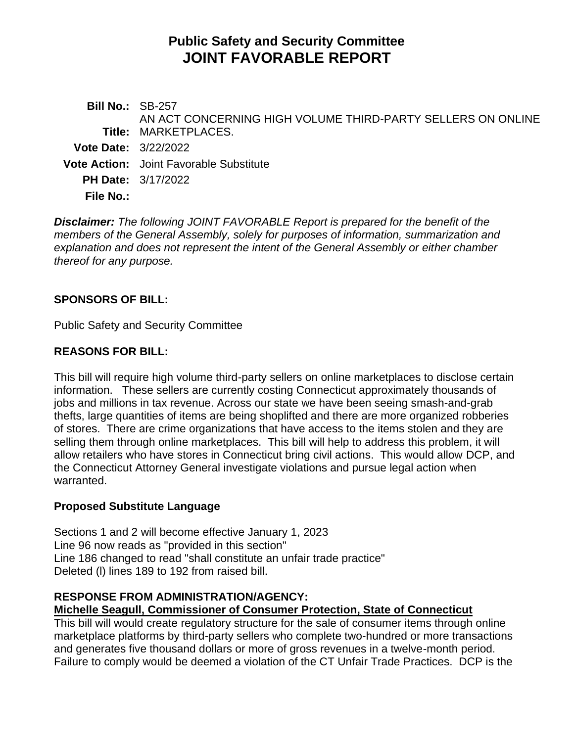# Public Safety and Security Committee
# JOINT FAVORABLE REPORT

**Bill No.:** SB-257

**Title:** AN ACT CONCERNING HIGH VOLUME THIRD-PARTY SELLERS ON ONLINE MARKETPLACES.

**Vote Date:** 3/22/2022

**Vote Action:** Joint Favorable Substitute

**PH Date:** 3/17/2022

**File No.:**

***Disclaimer:*** *The following JOINT FAVORABLE Report is prepared for the benefit of the members of the General Assembly, solely for purposes of information, summarization and explanation and does not represent the intent of the General Assembly or either chamber thereof for any purpose.*

## SPONSORS OF BILL:

Public Safety and Security Committee

## REASONS FOR BILL:

This bill will require high volume third-party sellers on online marketplaces to disclose certain information. These sellers are currently costing Connecticut approximately thousands of jobs and millions in tax revenue. Across our state we have been seeing smash-and-grab thefts, large quantities of items are being shoplifted and there are more organized robberies of stores. There are crime organizations that have access to the items stolen and they are selling them through online marketplaces. This bill will help to address this problem, it will allow retailers who have stores in Connecticut bring civil actions. This would allow DCP, and the Connecticut Attorney General investigate violations and pursue legal action when warranted.

### Proposed Substitute Language

Sections 1 and 2 will become effective January 1, 2023
Line 96 now reads as "provided in this section"
Line 186 changed to read "shall constitute an unfair trade practice"
Deleted (l) lines 189 to 192 from raised bill.

## RESPONSE FROM ADMINISTRATION/AGENCY:

**Michelle Seagull, Commissioner of Consumer Protection, State of Connecticut**

This bill will would create regulatory structure for the sale of consumer items through online marketplace platforms by third-party sellers who complete two-hundred or more transactions and generates five thousand dollars or more of gross revenues in a twelve-month period. Failure to comply would be deemed a violation of the CT Unfair Trade Practices. DCP is the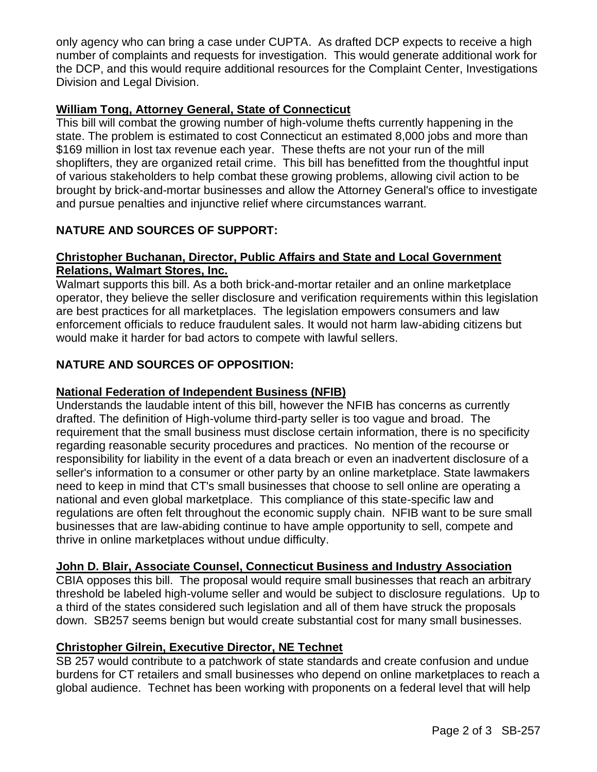only agency who can bring a case under CUPTA. As drafted DCP expects to receive a high number of complaints and requests for investigation. This would generate additional work for the DCP, and this would require additional resources for the Complaint Center, Investigations Division and Legal Division.

**William Tong, Attorney General, State of Connecticut**

This bill will combat the growing number of high-volume thefts currently happening in the state. The problem is estimated to cost Connecticut an estimated 8,000 jobs and more than $169 million in lost tax revenue each year. These thefts are not your run of the mill shoplifters, they are organized retail crime. This bill has benefitted from the thoughtful input of various stakeholders to help combat these growing problems, allowing civil action to be brought by brick-and-mortar businesses and allow the Attorney General's office to investigate and pursue penalties and injunctive relief where circumstances warrant.

## NATURE AND SOURCES OF SUPPORT:

**Christopher Buchanan, Director, Public Affairs and State and Local Government Relations, Walmart Stores, Inc.**

Walmart supports this bill. As a both brick-and-mortar retailer and an online marketplace operator, they believe the seller disclosure and verification requirements within this legislation are best practices for all marketplaces. The legislation empowers consumers and law enforcement officials to reduce fraudulent sales. It would not harm law-abiding citizens but would make it harder for bad actors to compete with lawful sellers.

## NATURE AND SOURCES OF OPPOSITION:

**National Federation of Independent Business (NFIB)**

Understands the laudable intent of this bill, however the NFIB has concerns as currently drafted. The definition of High-volume third-party seller is too vague and broad. The requirement that the small business must disclose certain information, there is no specificity regarding reasonable security procedures and practices. No mention of the recourse or responsibility for liability in the event of a data breach or even an inadvertent disclosure of a seller's information to a consumer or other party by an online marketplace. State lawmakers need to keep in mind that CT's small businesses that choose to sell online are operating a national and even global marketplace. This compliance of this state-specific law and regulations are often felt throughout the economic supply chain. NFIB want to be sure small businesses that are law-abiding continue to have ample opportunity to sell, compete and thrive in online marketplaces without undue difficulty.

**John D. Blair, Associate Counsel, Connecticut Business and Industry Association**

CBIA opposes this bill. The proposal would require small businesses that reach an arbitrary threshold be labeled high-volume seller and would be subject to disclosure regulations. Up to a third of the states considered such legislation and all of them have struck the proposals down. SB257 seems benign but would create substantial cost for many small businesses.

**Christopher Gilrein, Executive Director, NE Technet**

SB 257 would contribute to a patchwork of state standards and create confusion and undue burdens for CT retailers and small businesses who depend on online marketplaces to reach a global audience. Technet has been working with proponents on a federal level that will help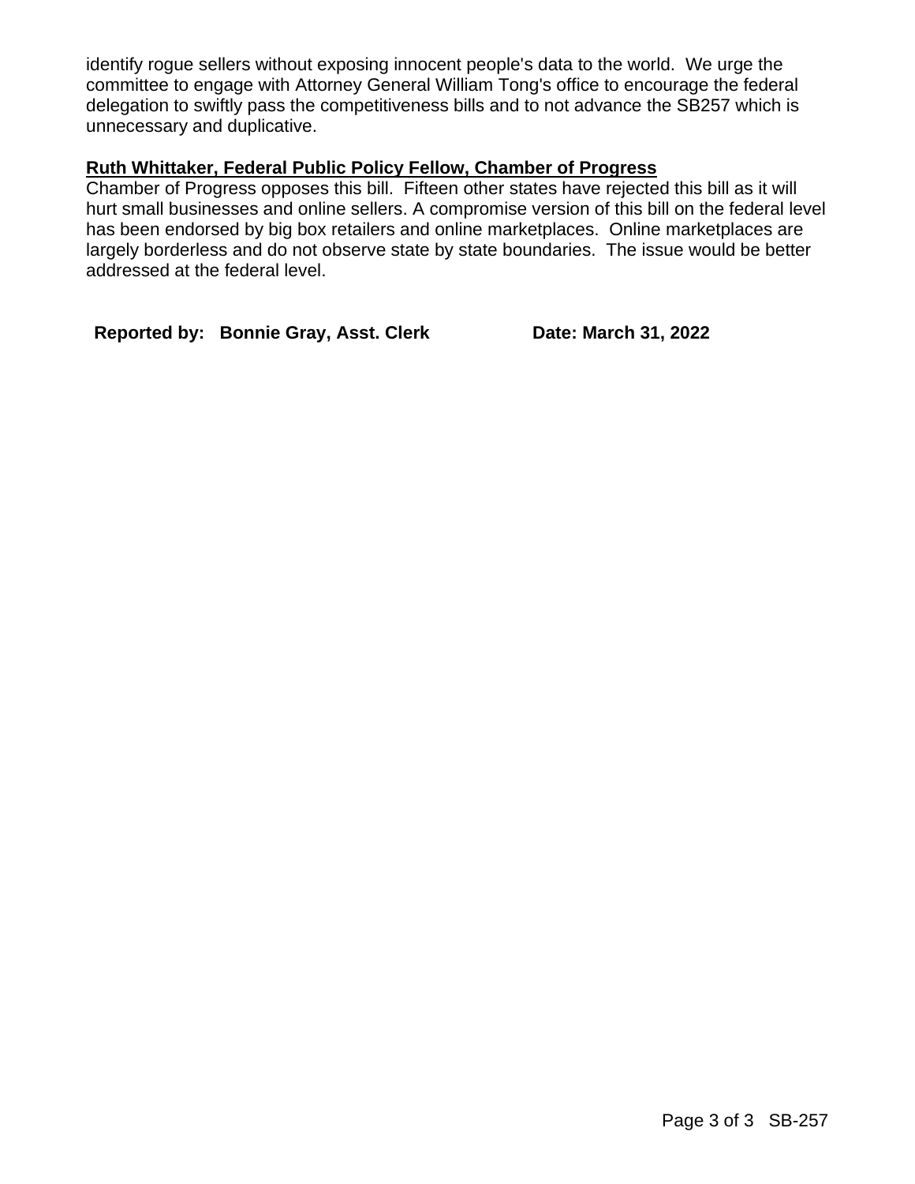identify rogue sellers without exposing innocent people's data to the world. We urge the committee to engage with Attorney General William Tong's office to encourage the federal delegation to swiftly pass the competitiveness bills and to not advance the SB257 which is unnecessary and duplicative.

**Ruth Whittaker, Federal Public Policy Fellow, Chamber of Progress**

Chamber of Progress opposes this bill. Fifteen other states have rejected this bill as it will hurt small businesses and online sellers. A compromise version of this bill on the federal level has been endorsed by big box retailers and online marketplaces. Online marketplaces are largely borderless and do not observe state by state boundaries. The issue would be better addressed at the federal level.

**Reported by: Bonnie Gray, Asst. Clerk** **Date: March 31, 2022**